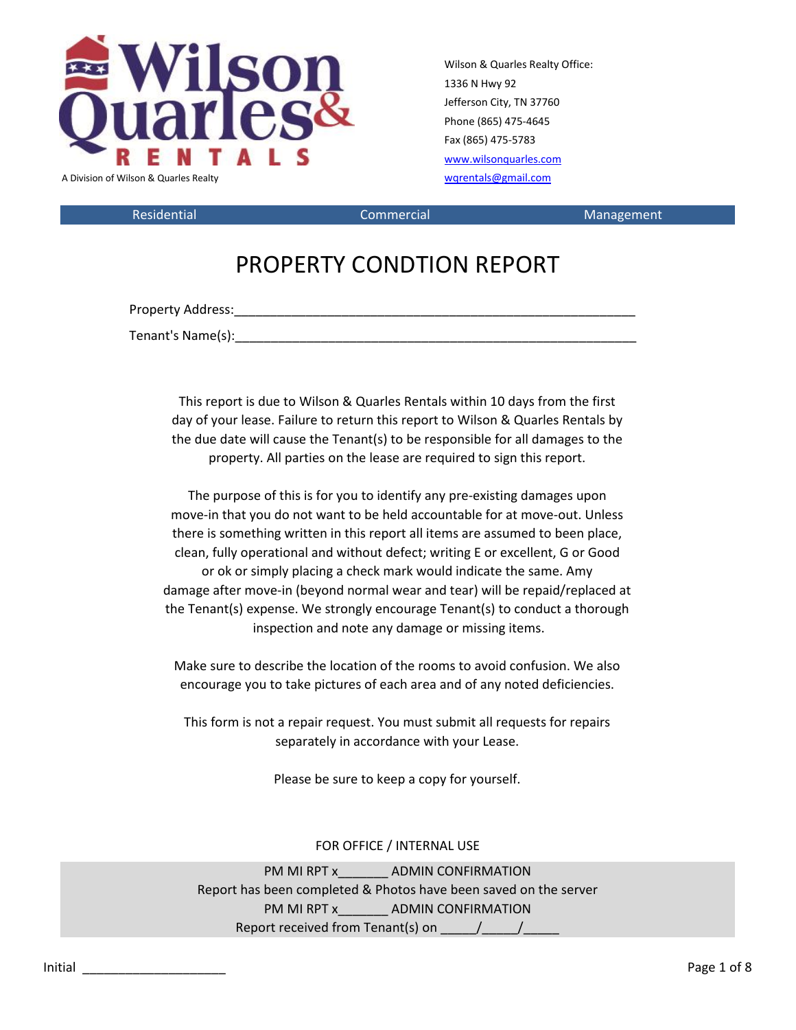Wilson Quarles & RENTALS

A Division of Wilson & Quarles Realty

Wilson & Quarles Realty Office:
1336 N Hwy 92
Jefferson City, TN 37760
Phone (865) 475-4645
Fax (865) 475-5783
www.wilsonquarles.com
wqrentals@gmail.com

Residential | Commercial | Management

# PROPERTY CONDTION REPORT

Property Address:_______________________________________________________

Tenant's Name(s):_______________________________________________________

This report is due to Wilson & Quarles Rentals within 10 days from the first day of your lease. Failure to return this report to Wilson & Quarles Rentals by the due date will cause the Tenant(s) to be responsible for all damages to the property. All parties on the lease are required to sign this report.

The purpose of this is for you to identify any pre-existing damages upon move-in that you do not want to be held accountable for at move-out. Unless there is something written in this report all items are assumed to been place, clean, fully operational and without defect; writing E or excellent, G or Good or ok or simply placing a check mark would indicate the same. Amy damage after move-in (beyond normal wear and tear) will be repaid/replaced at the Tenant(s) expense. We strongly encourage Tenant(s) to conduct a thorough inspection and note any damage or missing items.

Make sure to describe the location of the rooms to avoid confusion. We also encourage you to take pictures of each area and of any noted deficiencies.

This form is not a repair request. You must submit all requests for repairs separately in accordance with your Lease.

Please be sure to keep a copy for yourself.

FOR OFFICE / INTERNAL USE

PM MI RPT x_______ ADMIN CONFIRMATION
Report has been completed & Photos have been saved on the server
PM MI RPT x_______ ADMIN CONFIRMATION
Report received from Tenant(s) on _____/_____/_____

Initial ____________________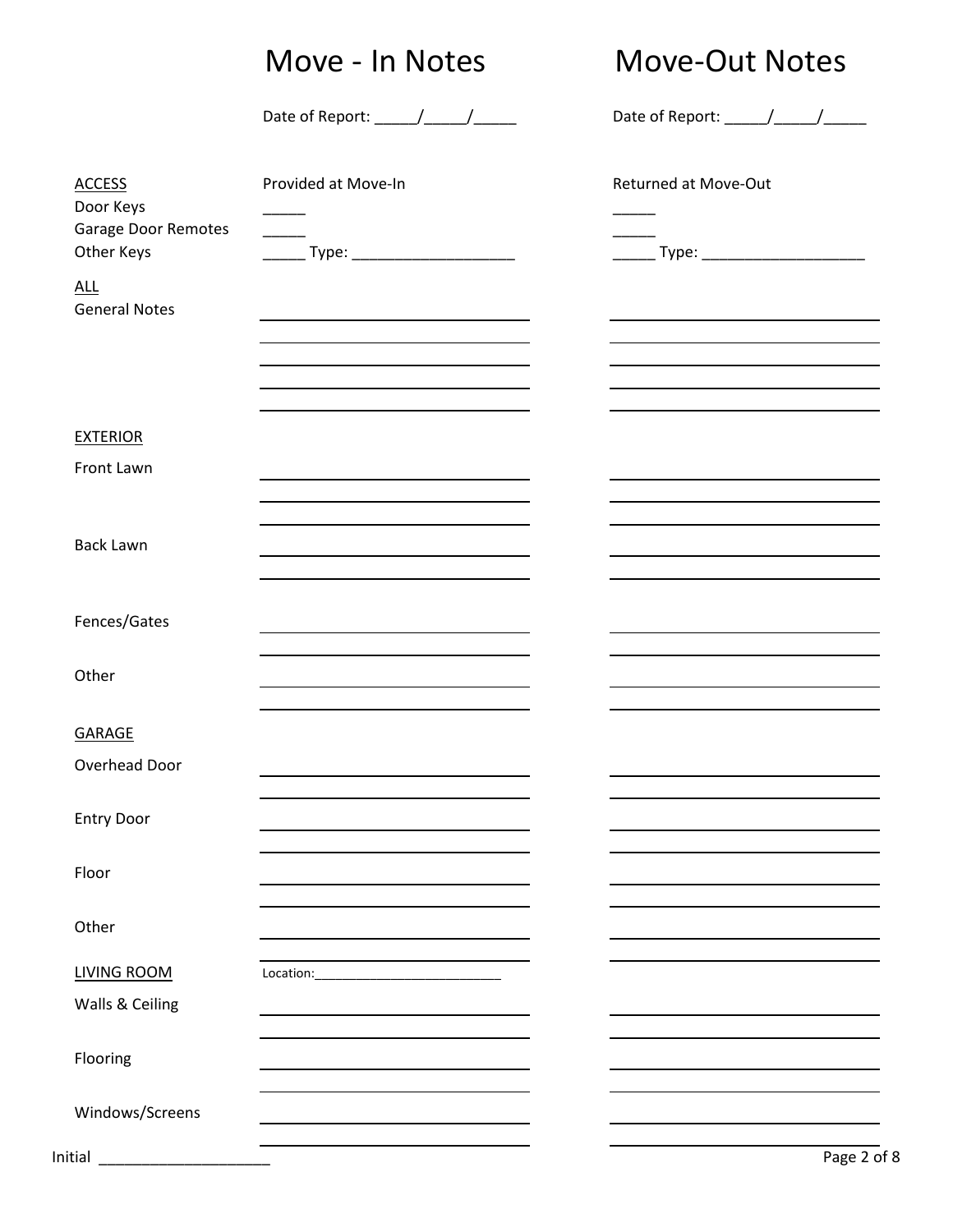| | Move - In Notes | Move-Out Notes |
|---|---|---|
| | Date of Report: _____/_____/_____ | Date of Report: _____/_____/_____ |
| **ACCESS** | Provided at Move-In | Returned at Move-Out |
| Door Keys | _____ | _____ |
| Garage Door Remotes | _____ | _____ |
| Other Keys | _____ Type: ___________________ | _____ Type: ___________________ |
| **ALL** | | |
| General Notes | | |
| **EXTERIOR** | | |
| Front Lawn | | |
| Back Lawn | | |
| Fences/Gates | | |
| Other | | |
| **GARAGE** | | |
| Overhead Door | | |
| Entry Door | | |
| Floor | | |
| Other | | |
| **LIVING ROOM** | Location:__________________________ | |
| Walls & Ceiling | | |
| Flooring | | |
| Windows/Screens | | |

Initial ____________________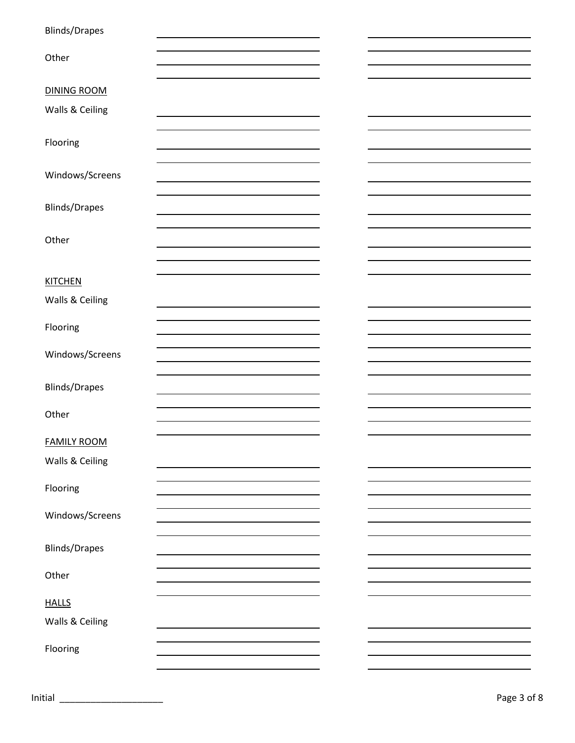Blinds/Drapes

Other

DINING ROOM

Walls & Ceiling

Flooring

Windows/Screens

Blinds/Drapes

Other

KITCHEN

Walls & Ceiling

Flooring

Windows/Screens

Blinds/Drapes

Other

FAMILY ROOM

Walls & Ceiling

Flooring

Windows/Screens

Blinds/Drapes

Other

HALLS

Walls & Ceiling

Flooring

Initial ____________________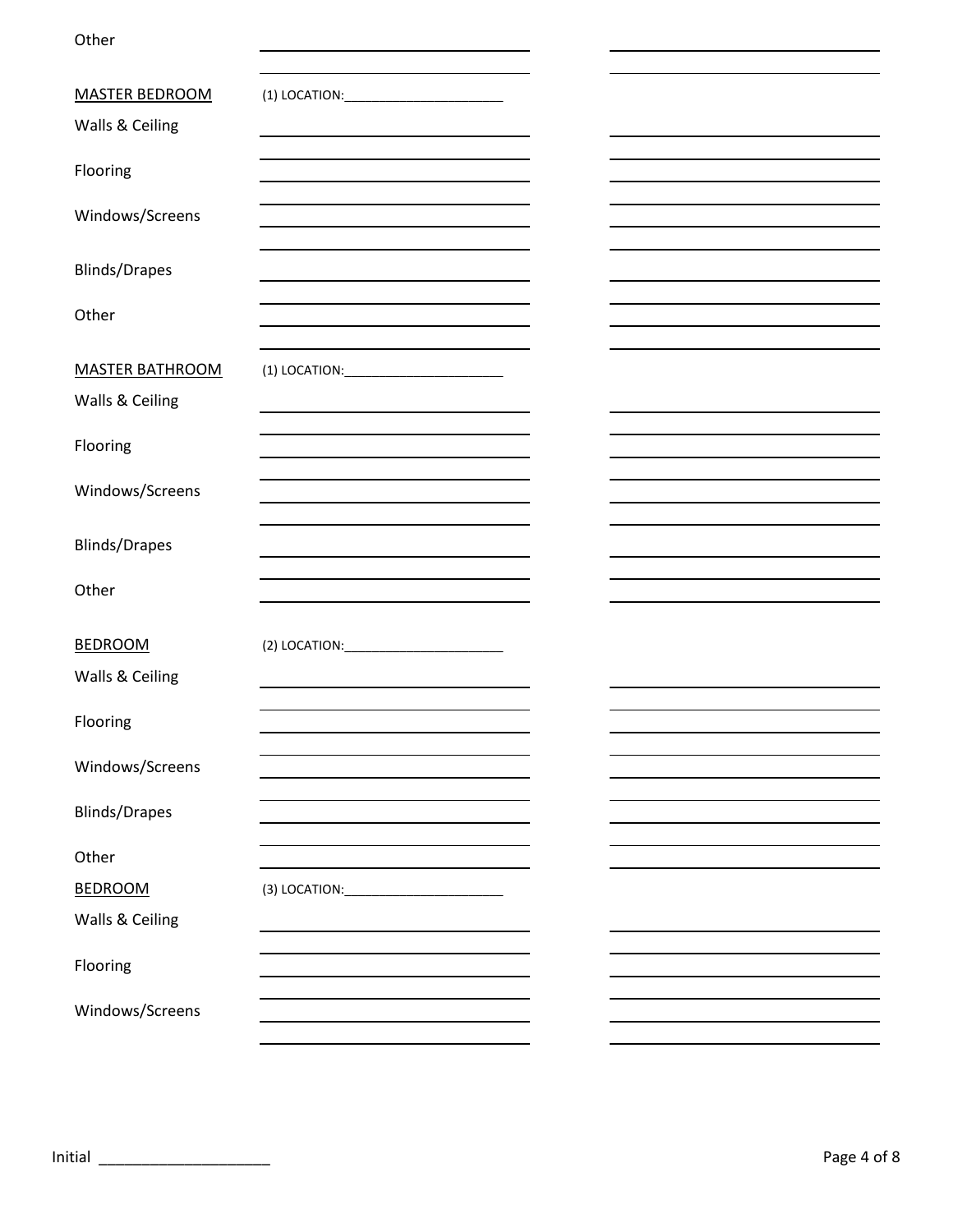Other

<u>MASTER BEDROOM</u> (1) LOCATION:______________________

Walls & Ceiling

Flooring

Windows/Screens

Blinds/Drapes

Other

<u>MASTER BATHROOM</u> (1) LOCATION:______________________

Walls & Ceiling

Flooring

Windows/Screens

Blinds/Drapes

Other

<u>BEDROOM</u> (2) LOCATION:______________________

Walls & Ceiling

Flooring

Windows/Screens

Blinds/Drapes

Other

<u>BEDROOM</u> (3) LOCATION:______________________

Walls & Ceiling

Flooring

Windows/Screens

Initial ____________________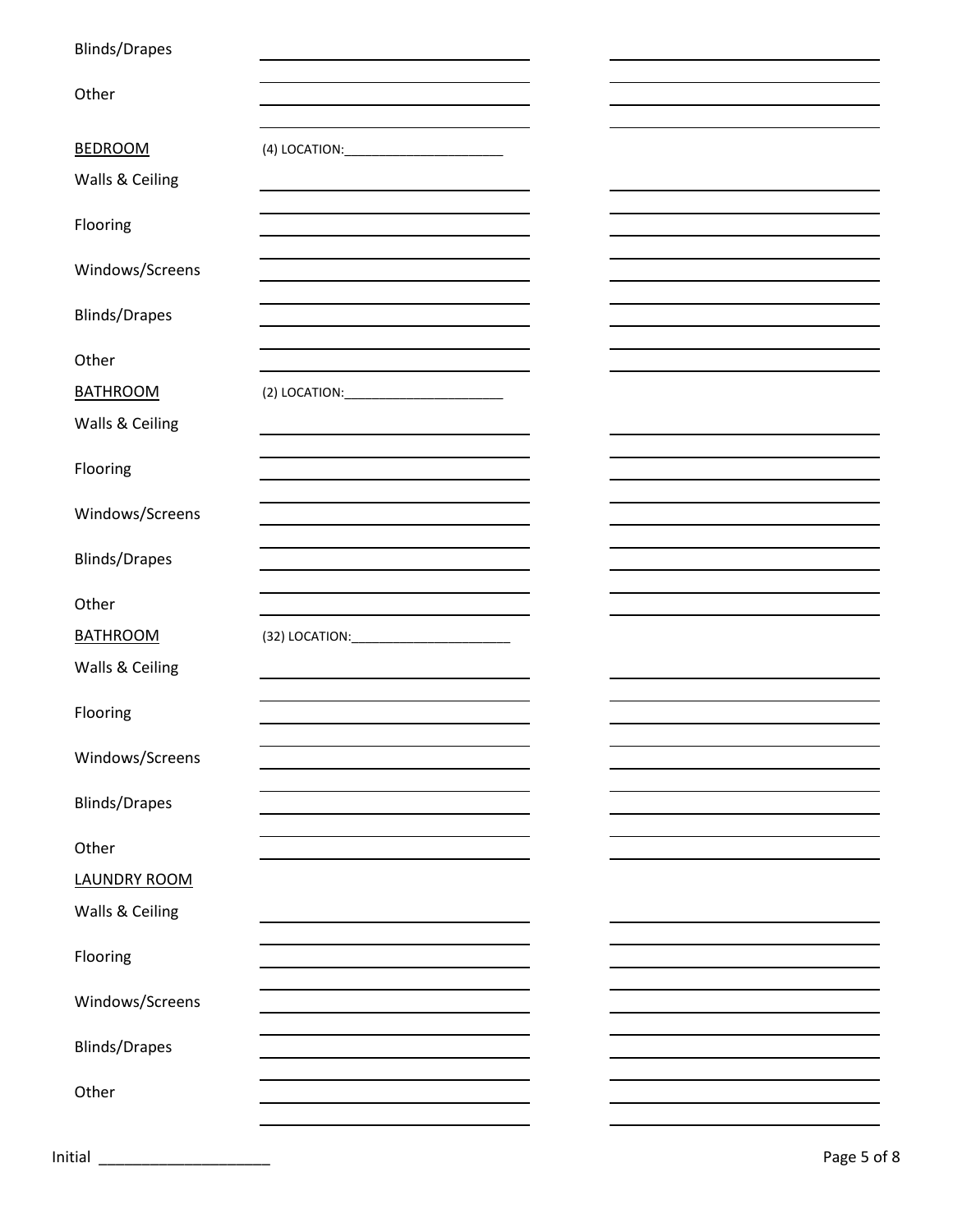Blinds/Drapes

Other

**BEDROOM** (4) LOCATION:______________________

Walls & Ceiling

Flooring

Windows/Screens

Blinds/Drapes

Other

**BATHROOM** (2) LOCATION:______________________

Walls & Ceiling

Flooring

Windows/Screens

Blinds/Drapes

Other

**BATHROOM** (32) LOCATION:______________________

Walls & Ceiling

Flooring

Windows/Screens

Blinds/Drapes

Other

**LAUNDRY ROOM**

Walls & Ceiling

Flooring

Windows/Screens

Blinds/Drapes

Other

Initial ____________________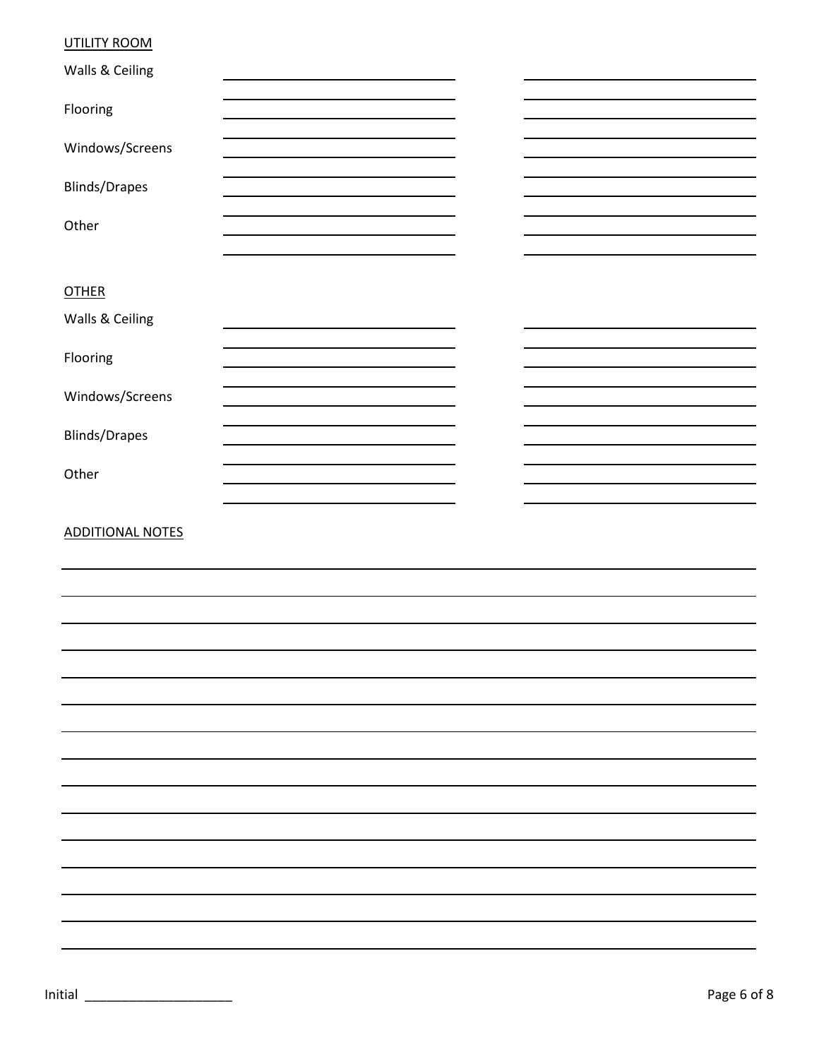UTILITY ROOM

Walls & Ceiling ____________________ ____________________

Flooring ____________________ ____________________

Windows/Screens ____________________ ____________________

Blinds/Drapes ____________________ ____________________

Other ____________________ ____________________

OTHER

Walls & Ceiling ____________________ ____________________

Flooring ____________________ ____________________

Windows/Screens ____________________ ____________________

Blinds/Drapes ____________________ ____________________

Other ____________________ ____________________

ADDITIONAL NOTES

________________________________________________________________________

________________________________________________________________________

________________________________________________________________________

________________________________________________________________________

________________________________________________________________________

________________________________________________________________________

________________________________________________________________________

________________________________________________________________________

________________________________________________________________________

________________________________________________________________________

________________________________________________________________________

________________________________________________________________________

________________________________________________________________________

________________________________________________________________________

Initial ____________________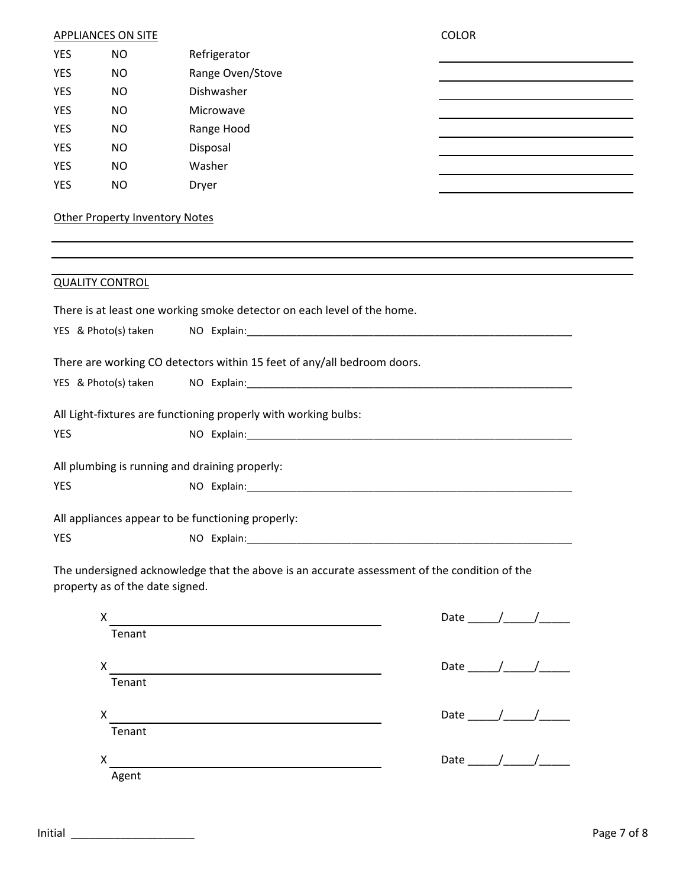| APPLIANCES ON SITE | | | COLOR |
| --- | --- | --- | --- |
| YES | NO | Refrigerator | ______________ |
| YES | NO | Range Oven/Stove | ______________ |
| YES | NO | Dishwasher | ______________ |
| YES | NO | Microwave | ______________ |
| YES | NO | Range Hood | ______________ |
| YES | NO | Disposal | ______________ |
| YES | NO | Washer | ______________ |
| YES | NO | Dryer | ______________ |

Other Property Inventory Notes

________________________________________________________________________________

________________________________________________________________________________

________________________________________________________________________________

QUALITY CONTROL

There is at least one working smoke detector on each level of the home.

YES & Photo(s) taken NO Explain:____________________________________________________________

There are working CO detectors within 15 feet of any/all bedroom doors.

YES & Photo(s) taken NO Explain:____________________________________________________________

All Light-fixtures are functioning properly with working bulbs:

YES NO Explain:____________________________________________________________

All plumbing is running and draining properly:

YES NO Explain:____________________________________________________________

All appliances appear to be functioning properly:

YES NO Explain:____________________________________________________________

The undersigned acknowledge that the above is an accurate assessment of the condition of the property as of the date signed.

X ____________________________________________ Date _____/_____/_____
Tenant

X ____________________________________________ Date _____/_____/_____
Tenant

X ____________________________________________ Date _____/_____/_____
Tenant

X ____________________________________________ Date _____/_____/_____
Agent

Initial ____________________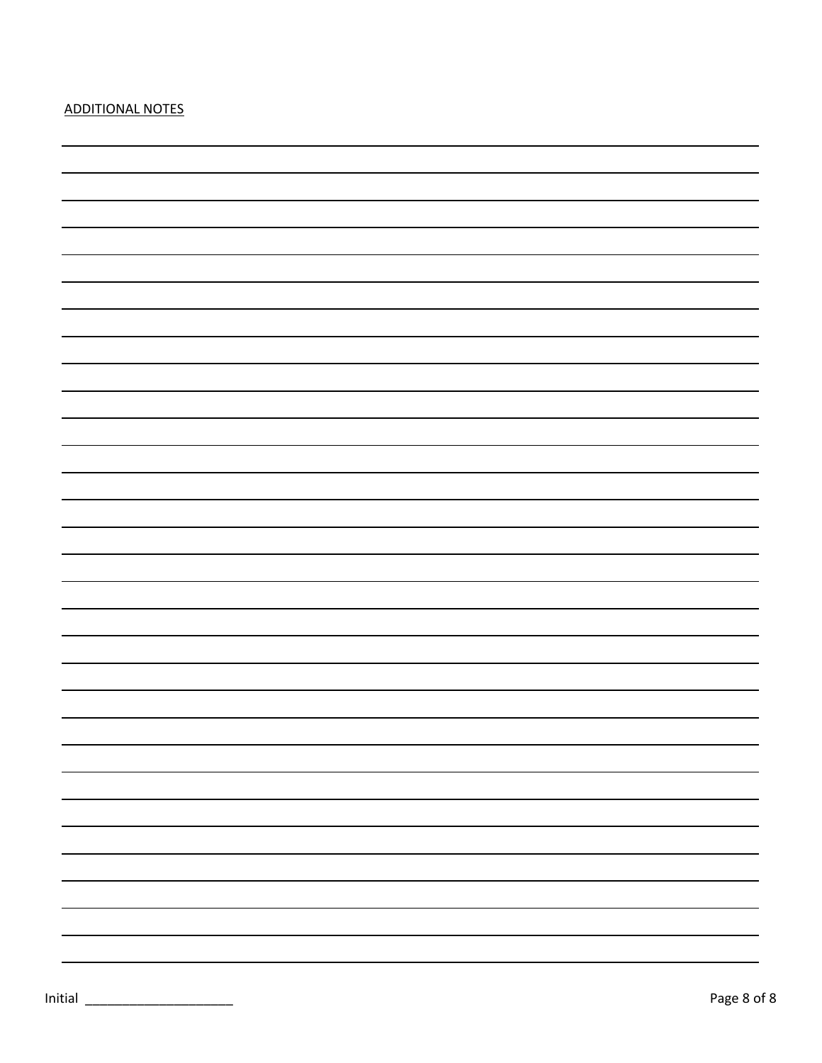ADDITIONAL NOTES

Initial ____________________